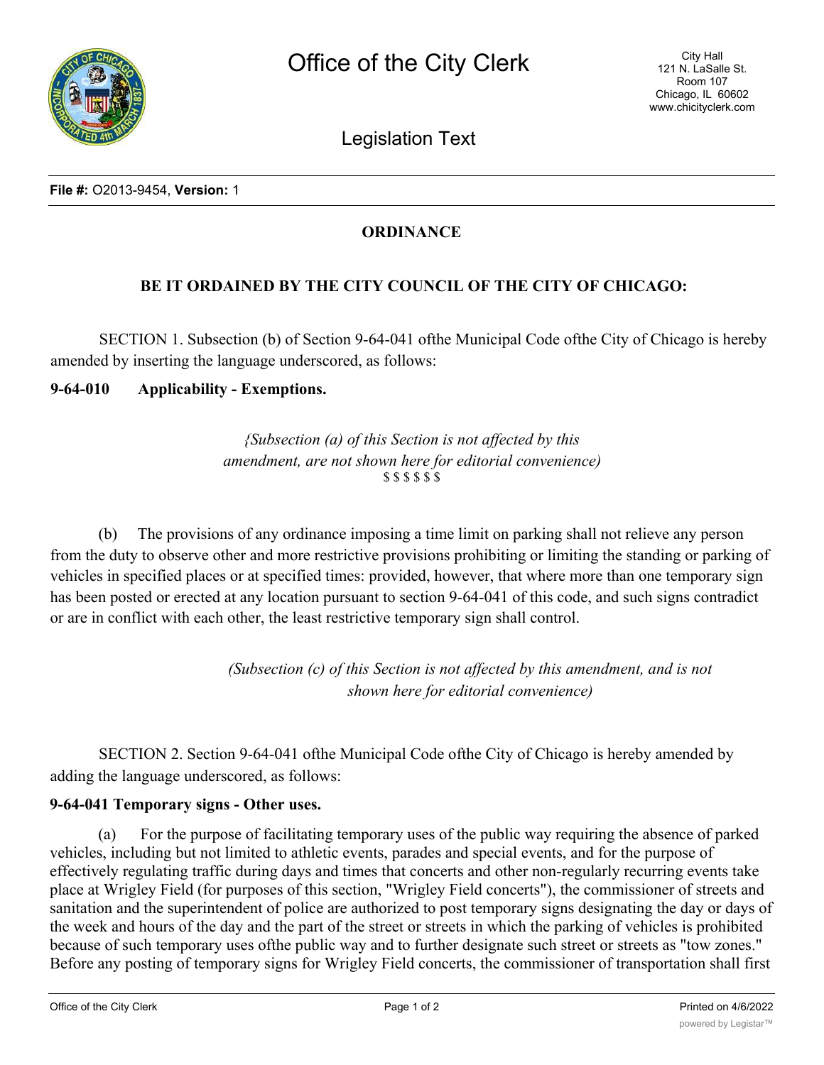# Office of the City Clerk

City Hall
121 N. LaSalle St.
Room 107
Chicago, IL 60602
www.chicityclerk.com

## Legislation Text

**File #:** O2013-9454, **Version:** 1

**ORDINANCE**

**BE IT ORDAINED BY THE CITY COUNCIL OF THE CITY OF CHICAGO:**

SECTION 1. Subsection (b) of Section 9-64-041 ofthe Municipal Code ofthe City of Chicago is hereby amended by inserting the language underscored, as follows:

**9-64-010 Applicability - Exemptions.**

*{Subsection (a) of this Section is not affected by this amendment, are not shown here for editorial convenience)*
$ $ $ $ $ $

(b) The provisions of any ordinance imposing a time limit on parking shall not relieve any person from the duty to observe other and more restrictive provisions prohibiting or limiting the standing or parking of vehicles in specified places or at specified times: provided, however, that where more than one temporary sign has been posted or erected at any location pursuant to section 9-64-041 of this code, and such signs contradict or are in conflict with each other, the least restrictive temporary sign shall control.

*(Subsection (c) of this Section is not affected by this amendment, and is not shown here for editorial convenience)*

SECTION 2. Section 9-64-041 ofthe Municipal Code ofthe City of Chicago is hereby amended by adding the language underscored, as follows:

**9-64-041 Temporary signs - Other uses.**

(a) For the purpose of facilitating temporary uses of the public way requiring the absence of parked vehicles, including but not limited to athletic events, parades and special events, and for the purpose of effectively regulating traffic during days and times that concerts and other non-regularly recurring events take place at Wrigley Field (for purposes of this section, "Wrigley Field concerts"), the commissioner of streets and sanitation and the superintendent of police are authorized to post temporary signs designating the day or days of the week and hours of the day and the part of the street or streets in which the parking of vehicles is prohibited because of such temporary uses ofthe public way and to further designate such street or streets as "tow zones." Before any posting of temporary signs for Wrigley Field concerts, the commissioner of transportation shall first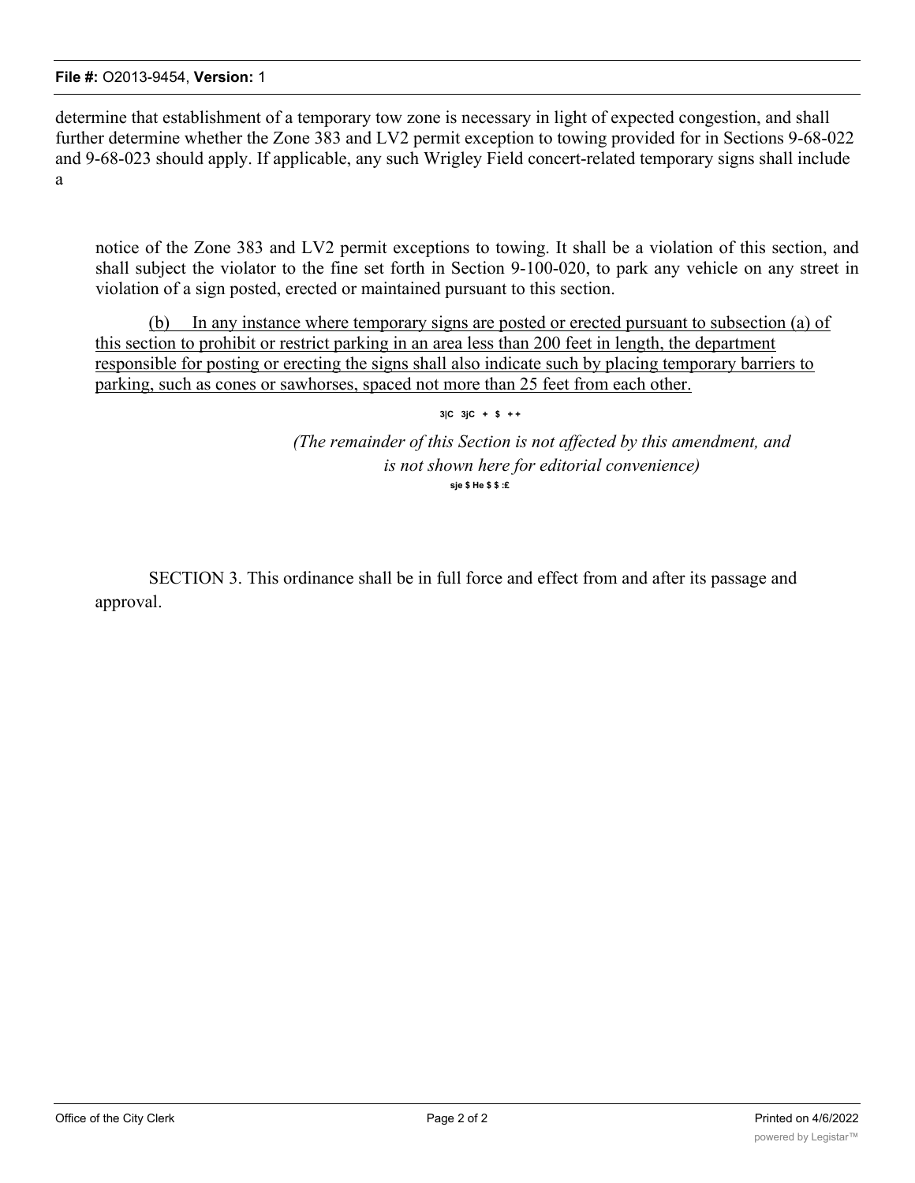determine that establishment of a temporary tow zone is necessary in light of expected congestion, and shall further determine whether the Zone 383 and LV2 permit exception to towing provided for in Sections 9-68-022 and 9-68-023 should apply. If applicable, any such Wrigley Field concert-related temporary signs shall include a

notice of the Zone 383 and LV2 permit exceptions to towing. It shall be a violation of this section, and shall subject the violator to the fine set forth in Section 9-100-020, to park any vehicle on any street in violation of a sign posted, erected or maintained pursuant to this section.

<u>(b) In any instance where temporary signs are posted or erected pursuant to subsection (a) of this section to prohibit or restrict parking in an area less than 200 feet in length, the department responsible for posting or erecting the signs shall also indicate such by placing temporary barriers to parking, such as cones or sawhorses, spaced not more than 25 feet from each other.</u>

3|C 3jC + $ + +

*(The remainder of this Section is not affected by this amendment, and is not shown here for editorial convenience)*

sje $ He $ $ :£

SECTION 3. This ordinance shall be in full force and effect from and after its passage and approval.